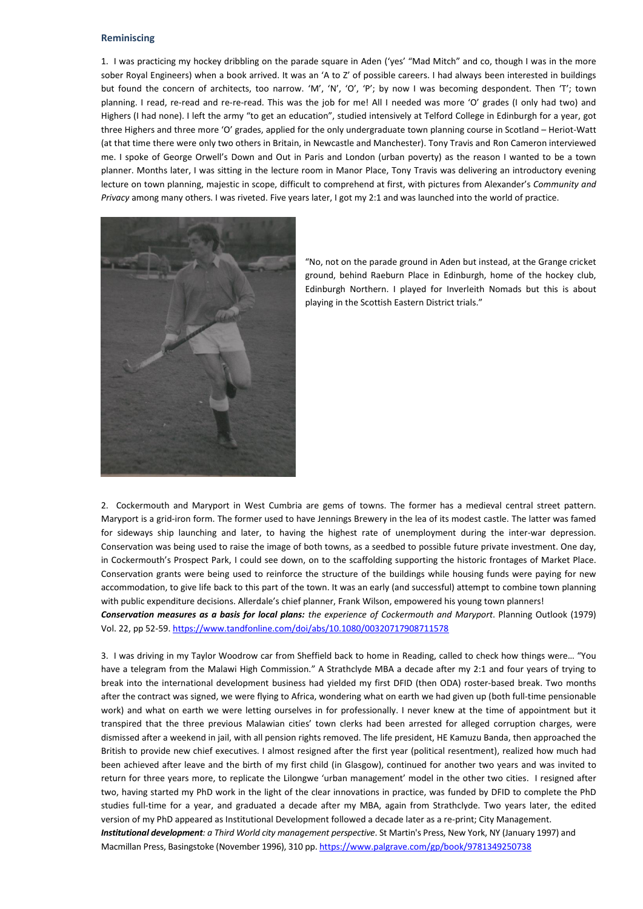**Reminiscing**

1. I was practicing my hockey dribbling on the parade square in Aden ('yes' "Mad Mitch" and co, though I was in the more sober Royal Engineers) when a book arrived. It was an 'A to Z' of possible careers. I had always been interested in buildings but found the concern of architects, too narrow. 'M', 'N', 'O', 'P'; by now I was becoming despondent. Then 'T'; town planning. I read, re-read and re-re-read. This was the job for me! All I needed was more 'O' grades (I only had two) and Highers (I had none). I left the army "to get an education", studied intensively at Telford College in Edinburgh for a year, got three Highers and three more 'O' grades, applied for the only undergraduate town planning course in Scotland – Heriot-Watt (at that time there were only two others in Britain, in Newcastle and Manchester). Tony Travis and Ron Cameron interviewed me. I spoke of George Orwell's Down and Out in Paris and London (urban poverty) as the reason I wanted to be a town planner. Months later, I was sitting in the lecture room in Manor Place, Tony Travis was delivering an introductory evening lecture on town planning, majestic in scope, difficult to comprehend at first, with pictures from Alexander's *Community and Privacy* among many others. I was riveted. Five years later, I got my 2:1 and was launched into the world of practice.

"No, not on the parade ground in Aden but instead, at the Grange cricket ground, behind Raeburn Place in Edinburgh, home of the hockey club, Edinburgh Northern. I played for Inverleith Nomads but this is about playing in the Scottish Eastern District trials."

2. Cockermouth and Maryport in West Cumbria are gems of towns. The former has a medieval central street pattern. Maryport is a grid-iron form. The former used to have Jennings Brewery in the lea of its modest castle. The latter was famed for sideways ship launching and later, to having the highest rate of unemployment during the inter-war depression. Conservation was being used to raise the image of both towns, as a seedbed to possible future private investment. One day, in Cockermouth's Prospect Park, I could see down, on to the scaffolding supporting the historic frontages of Market Place. Conservation grants were being used to reinforce the structure of the buildings while housing funds were paying for new accommodation, to give life back to this part of the town. It was an early (and successful) attempt to combine town planning with public expenditure decisions. Allerdale's chief planner, Frank Wilson, empowered his young town planners!
***Conservation measures as a basis for local plans:*** *the experience of Cockermouth and Maryport*. Planning Outlook (1979) Vol. 22, pp 52-59. https://www.tandfonline.com/doi/abs/10.1080/00320717908711578

3. I was driving in my Taylor Woodrow car from Sheffield back to home in Reading, called to check how things were… "You have a telegram from the Malawi High Commission." A Strathclyde MBA a decade after my 2:1 and four years of trying to break into the international development business had yielded my first DFID (then ODA) roster-based break. Two months after the contract was signed, we were flying to Africa, wondering what on earth we had given up (both full-time pensionable work) and what on earth we were letting ourselves in for professionally. I never knew at the time of appointment but it transpired that the three previous Malawian cities' town clerks had been arrested for alleged corruption charges, were dismissed after a weekend in jail, with all pension rights removed. The life president, HE Kamuzu Banda, then approached the British to provide new chief executives. I almost resigned after the first year (political resentment), realized how much had been achieved after leave and the birth of my first child (in Glasgow), continued for another two years and was invited to return for three years more, to replicate the Lilongwe 'urban management' model in the other two cities. I resigned after two, having started my PhD work in the light of the clear innovations in practice, was funded by DFID to complete the PhD studies full-time for a year, and graduated a decade after my MBA, again from Strathclyde. Two years later, the edited version of my PhD appeared as Institutional Development followed a decade later as a re-print; City Management.
***Institutional development****: a Third World city management perspective*. St Martin's Press, New York, NY (January 1997) and Macmillan Press, Basingstoke (November 1996), 310 pp. https://www.palgrave.com/gp/book/9781349250738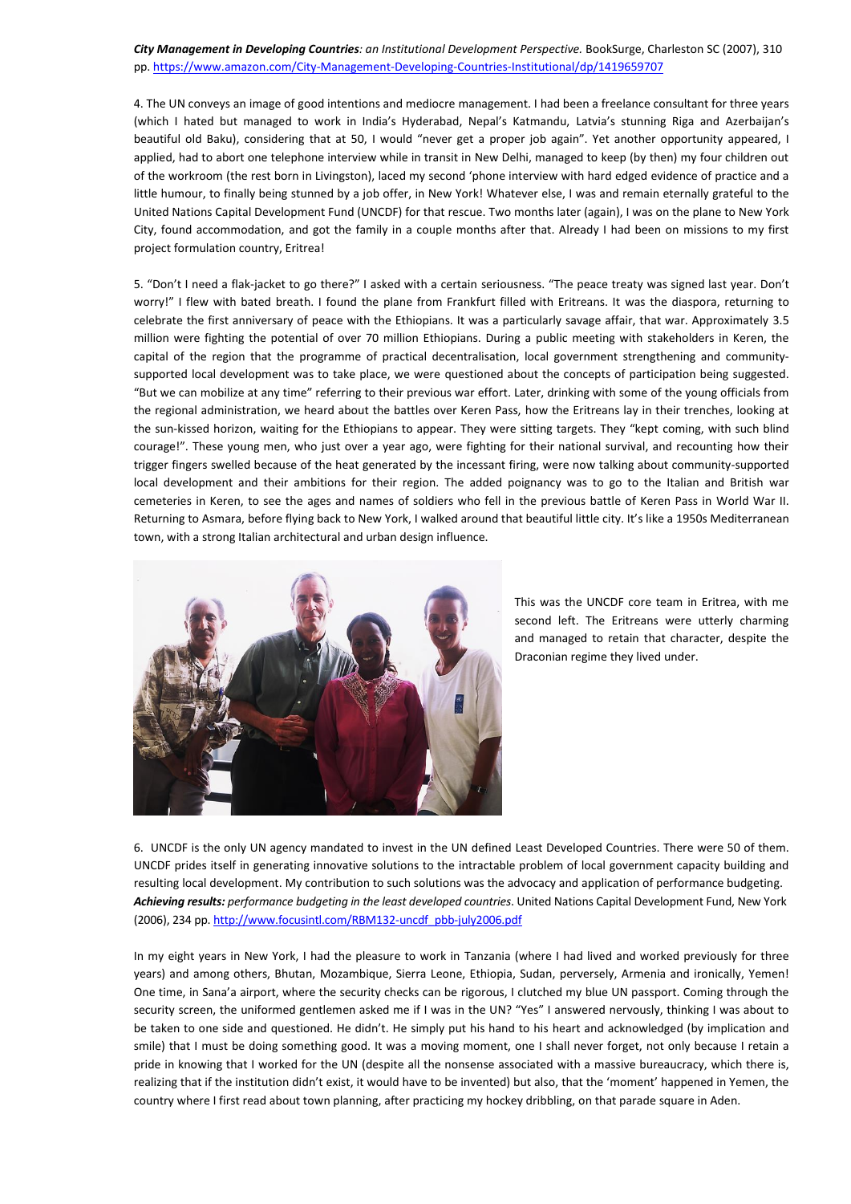***City Management in Developing Countries**: an Institutional Development Perspective.* BookSurge, Charleston SC (2007), 310 pp. https://www.amazon.com/City-Management-Developing-Countries-Institutional/dp/1419659707

4. The UN conveys an image of good intentions and mediocre management. I had been a freelance consultant for three years (which I hated but managed to work in India's Hyderabad, Nepal's Katmandu, Latvia's stunning Riga and Azerbaijan's beautiful old Baku), considering that at 50, I would "never get a proper job again". Yet another opportunity appeared, I applied, had to abort one telephone interview while in transit in New Delhi, managed to keep (by then) my four children out of the workroom (the rest born in Livingston), laced my second 'phone interview with hard edged evidence of practice and a little humour, to finally being stunned by a job offer, in New York! Whatever else, I was and remain eternally grateful to the United Nations Capital Development Fund (UNCDF) for that rescue. Two months later (again), I was on the plane to New York City, found accommodation, and got the family in a couple months after that. Already I had been on missions to my first project formulation country, Eritrea!

5. "Don't I need a flak-jacket to go there?" I asked with a certain seriousness. "The peace treaty was signed last year. Don't worry!" I flew with bated breath. I found the plane from Frankfurt filled with Eritreans. It was the diaspora, returning to celebrate the first anniversary of peace with the Ethiopians. It was a particularly savage affair, that war. Approximately 3.5 million were fighting the potential of over 70 million Ethiopians. During a public meeting with stakeholders in Keren, the capital of the region that the programme of practical decentralisation, local government strengthening and community-supported local development was to take place, we were questioned about the concepts of participation being suggested. "But we can mobilize at any time" referring to their previous war effort. Later, drinking with some of the young officials from the regional administration, we heard about the battles over Keren Pass, how the Eritreans lay in their trenches, looking at the sun-kissed horizon, waiting for the Ethiopians to appear. They were sitting targets. They "kept coming, with such blind courage!". These young men, who just over a year ago, were fighting for their national survival, and recounting how their trigger fingers swelled because of the heat generated by the incessant firing, were now talking about community-supported local development and their ambitions for their region. The added poignancy was to go to the Italian and British war cemeteries in Keren, to see the ages and names of soldiers who fell in the previous battle of Keren Pass in World War II. Returning to Asmara, before flying back to New York, I walked around that beautiful little city. It's like a 1950s Mediterranean town, with a strong Italian architectural and urban design influence.

This was the UNCDF core team in Eritrea, with me second left. The Eritreans were utterly charming and managed to retain that character, despite the Draconian regime they lived under.

6. UNCDF is the only UN agency mandated to invest in the UN defined Least Developed Countries. There were 50 of them. UNCDF prides itself in generating innovative solutions to the intractable problem of local government capacity building and resulting local development. My contribution to such solutions was the advocacy and application of performance budgeting. ***Achieving results:** performance budgeting in the least developed countries*. United Nations Capital Development Fund, New York (2006), 234 pp. http://www.focusintl.com/RBM132-uncdf_pbb-july2006.pdf

In my eight years in New York, I had the pleasure to work in Tanzania (where I had lived and worked previously for three years) and among others, Bhutan, Mozambique, Sierra Leone, Ethiopia, Sudan, perversely, Armenia and ironically, Yemen! One time, in Sana'a airport, where the security checks can be rigorous, I clutched my blue UN passport. Coming through the security screen, the uniformed gentlemen asked me if I was in the UN? "Yes" I answered nervously, thinking I was about to be taken to one side and questioned. He didn't. He simply put his hand to his heart and acknowledged (by implication and smile) that I must be doing something good. It was a moving moment, one I shall never forget, not only because I retain a pride in knowing that I worked for the UN (despite all the nonsense associated with a massive bureaucracy, which there is, realizing that if the institution didn't exist, it would have to be invented) but also, that the 'moment' happened in Yemen, the country where I first read about town planning, after practicing my hockey dribbling, on that parade square in Aden.